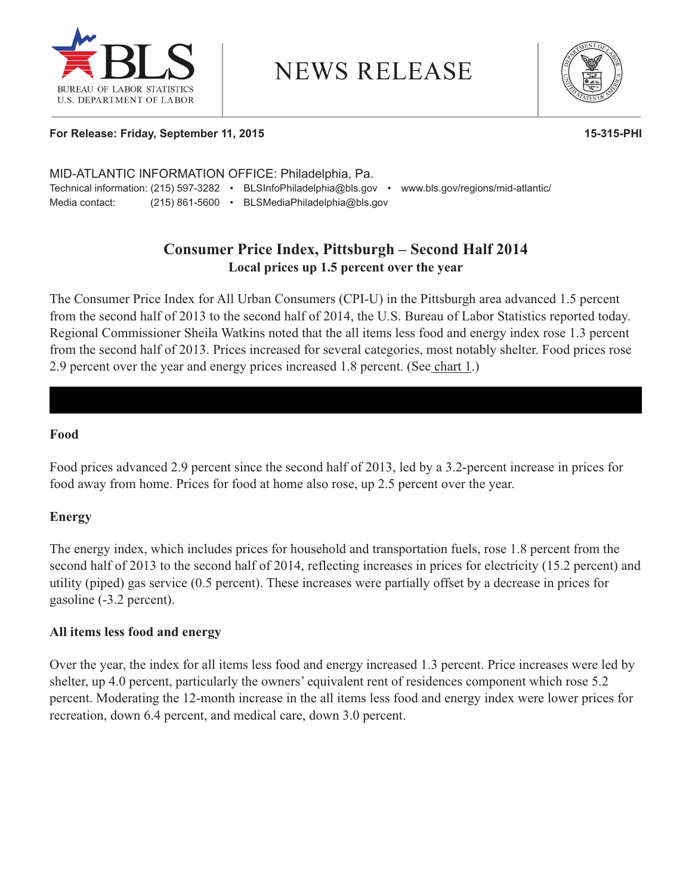For Release: Friday, September 11, 2015 | 15-315-PHI

MID-ATLANTIC INFORMATION OFFICE: Philadelphia, Pa.
Technical information: (215) 597-3282 • BLSInfoPhiladelphia@bls.gov • www.bls.gov/regions/mid-atlantic/
Media contact: (215) 861-5600 • BLSMediaPhiladelphia@bls.gov

# Consumer Price Index, Pittsburgh – Second Half 2014

## Local prices up 1.5 percent over the year

The Consumer Price Index for All Urban Consumers (CPI-U) in the Pittsburgh area advanced 1.5 percent from the second half of 2013 to the second half of 2014, the U.S. Bureau of Labor Statistics reported today. Regional Commissioner Sheila Watkins noted that the all items less food and energy index rose 1.3 percent from the second half of 2013. Prices increased for several categories, most notably shelter. Food prices rose 2.9 percent over the year and energy prices increased 1.8 percent. (See chart 1.)

### Food

Food prices advanced 2.9 percent since the second half of 2013, led by a 3.2-percent increase in prices for food away from home. Prices for food at home also rose, up 2.5 percent over the year.

### Energy

The energy index, which includes prices for household and transportation fuels, rose 1.8 percent from the second half of 2013 to the second half of 2014, reflecting increases in prices for electricity (15.2 percent) and utility (piped) gas service (0.5 percent). These increases were partially offset by a decrease in prices for gasoline (-3.2 percent).

### All items less food and energy

Over the year, the index for all items less food and energy increased 1.3 percent. Price increases were led by shelter, up 4.0 percent, particularly the owners' equivalent rent of residences component which rose 5.2 percent. Moderating the 12-month increase in the all items less food and energy index were lower prices for recreation, down 6.4 percent, and medical care, down 3.0 percent.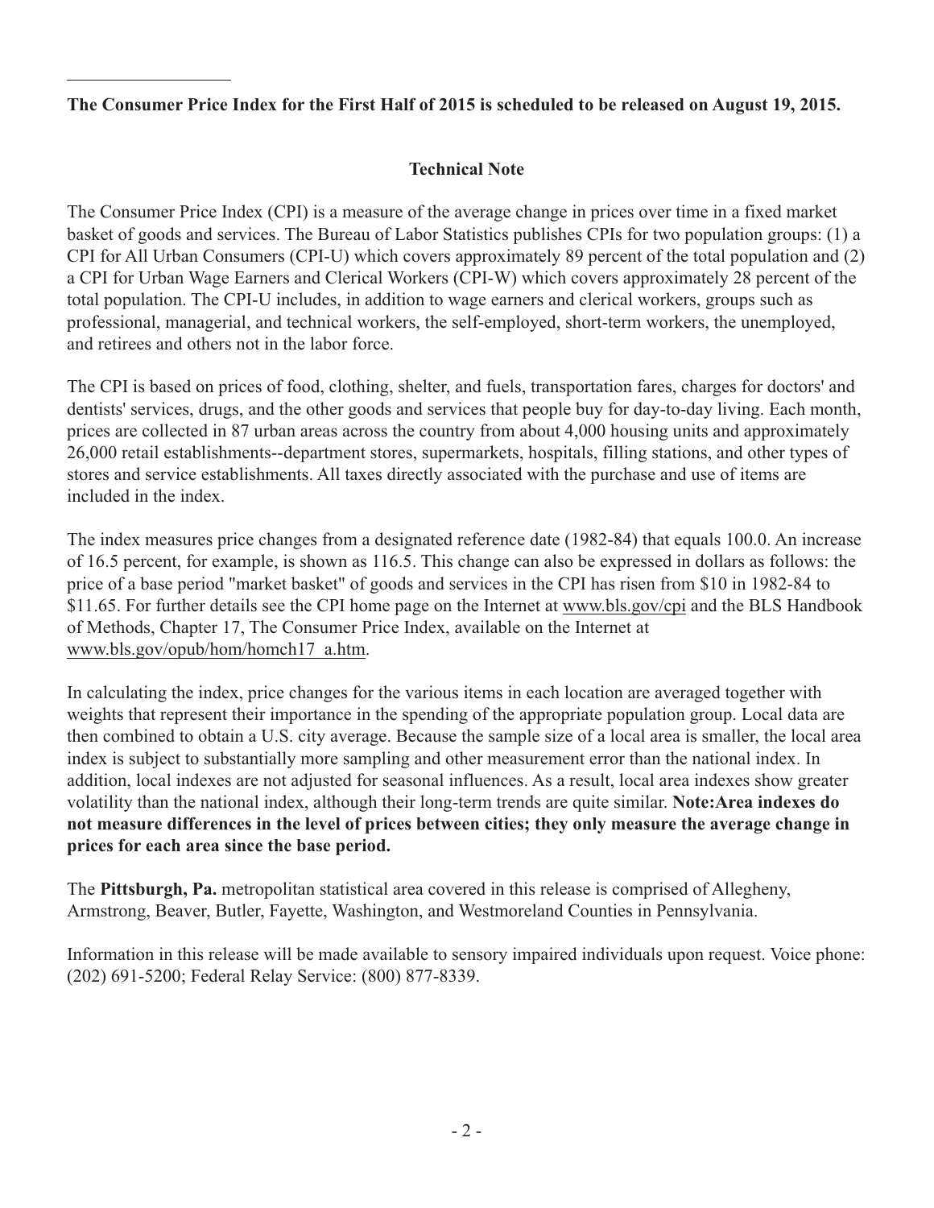**The Consumer Price Index for the First Half of 2015 is scheduled to be released on August 19, 2015.**

## Technical Note

The Consumer Price Index (CPI) is a measure of the average change in prices over time in a fixed market basket of goods and services. The Bureau of Labor Statistics publishes CPIs for two population groups: (1) a CPI for All Urban Consumers (CPI-U) which covers approximately 89 percent of the total population and (2) a CPI for Urban Wage Earners and Clerical Workers (CPI-W) which covers approximately 28 percent of the total population. The CPI-U includes, in addition to wage earners and clerical workers, groups such as professional, managerial, and technical workers, the self-employed, short-term workers, the unemployed, and retirees and others not in the labor force.

The CPI is based on prices of food, clothing, shelter, and fuels, transportation fares, charges for doctors' and dentists' services, drugs, and the other goods and services that people buy for day-to-day living. Each month, prices are collected in 87 urban areas across the country from about 4,000 housing units and approximately 26,000 retail establishments--department stores, supermarkets, hospitals, filling stations, and other types of stores and service establishments. All taxes directly associated with the purchase and use of items are included in the index.

The index measures price changes from a designated reference date (1982-84) that equals 100.0. An increase of 16.5 percent, for example, is shown as 116.5. This change can also be expressed in dollars as follows: the price of a base period "market basket" of goods and services in the CPI has risen from $10 in 1982-84 to $11.65. For further details see the CPI home page on the Internet at www.bls.gov/cpi and the BLS Handbook of Methods, Chapter 17, The Consumer Price Index, available on the Internet at www.bls.gov/opub/hom/homch17_a.htm.

In calculating the index, price changes for the various items in each location are averaged together with weights that represent their importance in the spending of the appropriate population group. Local data are then combined to obtain a U.S. city average. Because the sample size of a local area is smaller, the local area index is subject to substantially more sampling and other measurement error than the national index. In addition, local indexes are not adjusted for seasonal influences. As a result, local area indexes show greater volatility than the national index, although their long-term trends are quite similar. **Note:Area indexes do not measure differences in the level of prices between cities; they only measure the average change in prices for each area since the base period.**

The **Pittsburgh, Pa.** metropolitan statistical area covered in this release is comprised of Allegheny, Armstrong, Beaver, Butler, Fayette, Washington, and Westmoreland Counties in Pennsylvania.

Information in this release will be made available to sensory impaired individuals upon request. Voice phone: (202) 691-5200; Federal Relay Service: (800) 877-8339.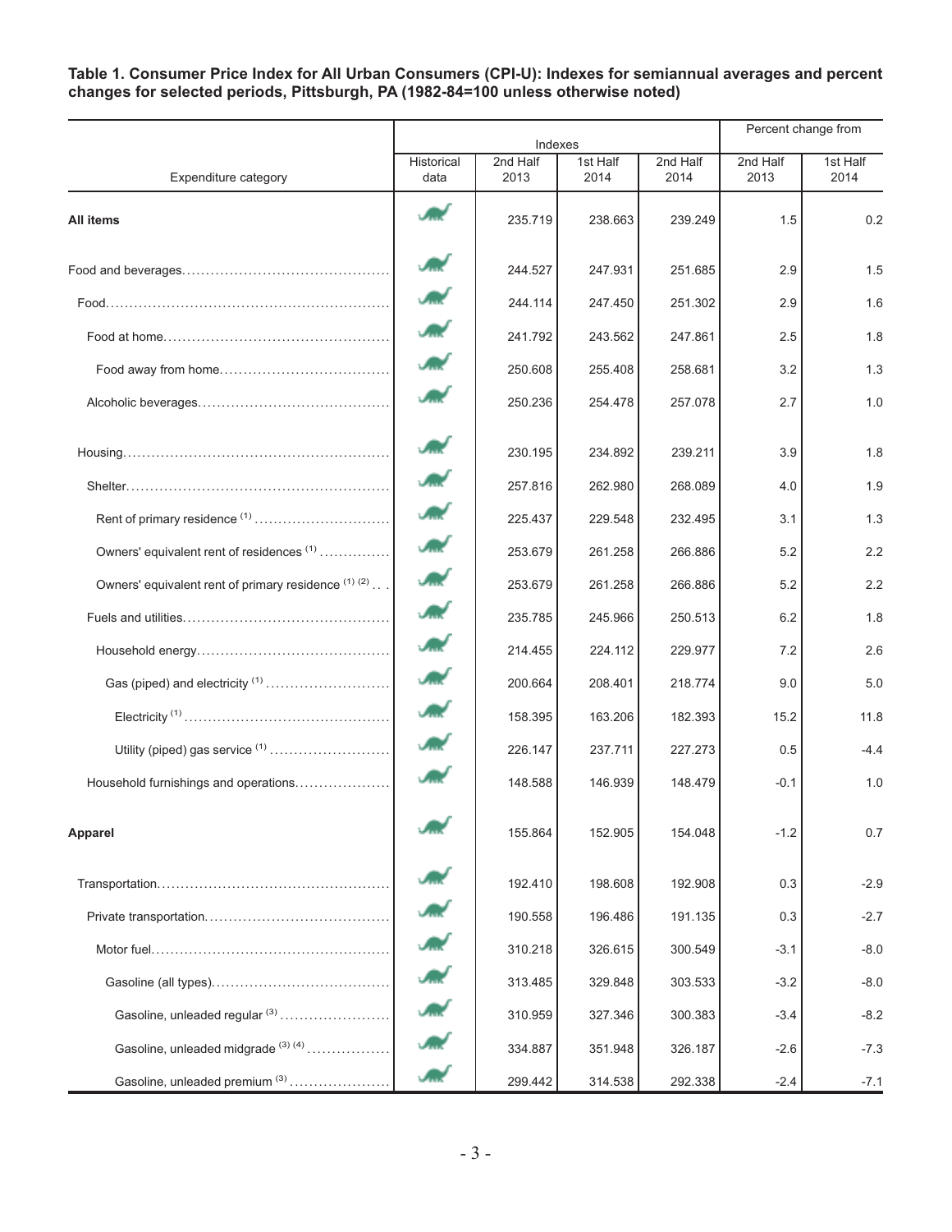**Table 1. Consumer Price Index for All Urban Consumers (CPI-U): Indexes for semiannual averages and percent changes for selected periods, Pittsburgh, PA (1982-84=100 unless otherwise noted)**

| Expenditure category | Indexes | | | | Percent change from | |
|---|---|---|---|---|---|---|
| | Historical data | 2nd Half 2013 | 1st Half 2014 | 2nd Half 2014 | 2nd Half 2013 | 1st Half 2014 |
| **All items** | | 235.719 | 238.663 | 239.249 | 1.5 | 0.2 |
| Food and beverages | | 244.527 | 247.931 | 251.685 | 2.9 | 1.5 |
| Food | | 244.114 | 247.450 | 251.302 | 2.9 | 1.6 |
| Food at home | | 241.792 | 243.562 | 247.861 | 2.5 | 1.8 |
| Food away from home | | 250.608 | 255.408 | 258.681 | 3.2 | 1.3 |
| Alcoholic beverages | | 250.236 | 254.478 | 257.078 | 2.7 | 1.0 |
| Housing | | 230.195 | 234.892 | 239.211 | 3.9 | 1.8 |
| Shelter | | 257.816 | 262.980 | 268.089 | 4.0 | 1.9 |
| Rent of primary residence (1) | | 225.437 | 229.548 | 232.495 | 3.1 | 1.3 |
| Owners' equivalent rent of residences (1) | | 253.679 | 261.258 | 266.886 | 5.2 | 2.2 |
| Owners' equivalent rent of primary residence (1) (2) | | 253.679 | 261.258 | 266.886 | 5.2 | 2.2 |
| Fuels and utilities | | 235.785 | 245.966 | 250.513 | 6.2 | 1.8 |
| Household energy | | 214.455 | 224.112 | 229.977 | 7.2 | 2.6 |
| Gas (piped) and electricity (1) | | 200.664 | 208.401 | 218.774 | 9.0 | 5.0 |
| Electricity (1) | | 158.395 | 163.206 | 182.393 | 15.2 | 11.8 |
| Utility (piped) gas service (1) | | 226.147 | 237.711 | 227.273 | 0.5 | -4.4 |
| Household furnishings and operations | | 148.588 | 146.939 | 148.479 | -0.1 | 1.0 |
| **Apparel** | | 155.864 | 152.905 | 154.048 | -1.2 | 0.7 |
| Transportation | | 192.410 | 198.608 | 192.908 | 0.3 | -2.9 |
| Private transportation | | 190.558 | 196.486 | 191.135 | 0.3 | -2.7 |
| Motor fuel | | 310.218 | 326.615 | 300.549 | -3.1 | -8.0 |
| Gasoline (all types) | | 313.485 | 329.848 | 303.533 | -3.2 | -8.0 |
| Gasoline, unleaded regular (3) | | 310.959 | 327.346 | 300.383 | -3.4 | -8.2 |
| Gasoline, unleaded midgrade (3) (4) | | 334.887 | 351.948 | 326.187 | -2.6 | -7.3 |
| Gasoline, unleaded premium (3) | | 299.442 | 314.538 | 292.338 | -2.4 | -7.1 |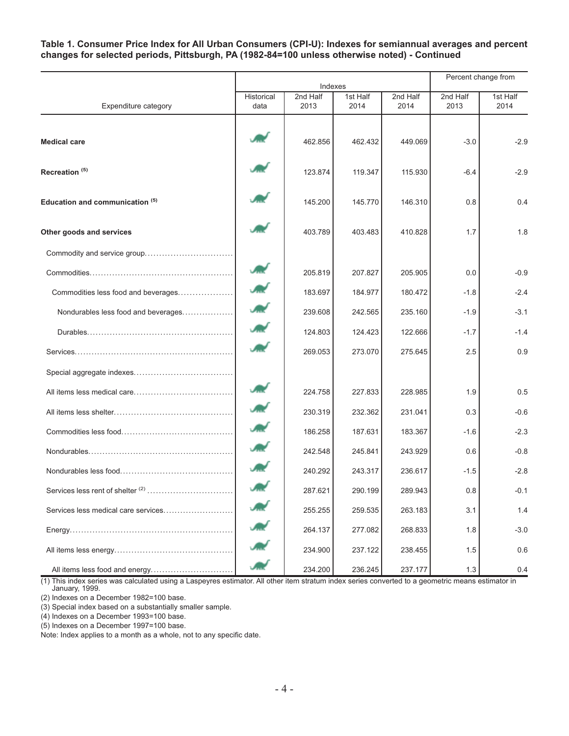**Table 1. Consumer Price Index for All Urban Consumers (CPI-U): Indexes for semiannual averages and percent changes for selected periods, Pittsburgh, PA (1982-84=100 unless otherwise noted) - Continued**

| Expenditure category | Indexes | | | | Percent change from | |
|---|---|---|---|---|---|---|
| | Historical data | 2nd Half 2013 | 1st Half 2014 | 2nd Half 2014 | 2nd Half 2013 | 1st Half 2014 |
| **Medical care** | | 462.856 | 462.432 | 449.069 | -3.0 | -2.9 |
| **Recreation (5)** | | 123.874 | 119.347 | 115.930 | -6.4 | -2.9 |
| **Education and communication (5)** | | 145.200 | 145.770 | 146.310 | 0.8 | 0.4 |
| **Other goods and services** | | 403.789 | 403.483 | 410.828 | 1.7 | 1.8 |
| Commodity and service group | | | | | | |
| Commodities | | 205.819 | 207.827 | 205.905 | 0.0 | -0.9 |
| Commodities less food and beverages | | 183.697 | 184.977 | 180.472 | -1.8 | -2.4 |
| Nondurables less food and beverages | | 239.608 | 242.565 | 235.160 | -1.9 | -3.1 |
| Durables | | 124.803 | 124.423 | 122.666 | -1.7 | -1.4 |
| Services | | 269.053 | 273.070 | 275.645 | 2.5 | 0.9 |
| Special aggregate indexes | | | | | | |
| All items less medical care | | 224.758 | 227.833 | 228.985 | 1.9 | 0.5 |
| All items less shelter | | 230.319 | 232.362 | 231.041 | 0.3 | -0.6 |
| Commodities less food | | 186.258 | 187.631 | 183.367 | -1.6 | -2.3 |
| Nondurables | | 242.548 | 245.841 | 243.929 | 0.6 | -0.8 |
| Nondurables less food | | 240.292 | 243.317 | 236.617 | -1.5 | -2.8 |
| Services less rent of shelter (2) | | 287.621 | 290.199 | 289.943 | 0.8 | -0.1 |
| Services less medical care services | | 255.255 | 259.535 | 263.183 | 3.1 | 1.4 |
| Energy | | 264.137 | 277.082 | 268.833 | 1.8 | -3.0 |
| All items less energy | | 234.900 | 237.122 | 238.455 | 1.5 | 0.6 |
| All items less food and energy | | 234.200 | 236.245 | 237.177 | 1.3 | 0.4 |

(1) This index series was calculated using a Laspeyres estimator. All other item stratum index series converted to a geometric means estimator in January, 1999.
(2) Indexes on a December 1982=100 base.
(3) Special index based on a substantially smaller sample.
(4) Indexes on a December 1993=100 base.
(5) Indexes on a December 1997=100 base.
Note: Index applies to a month as a whole, not to any specific date.